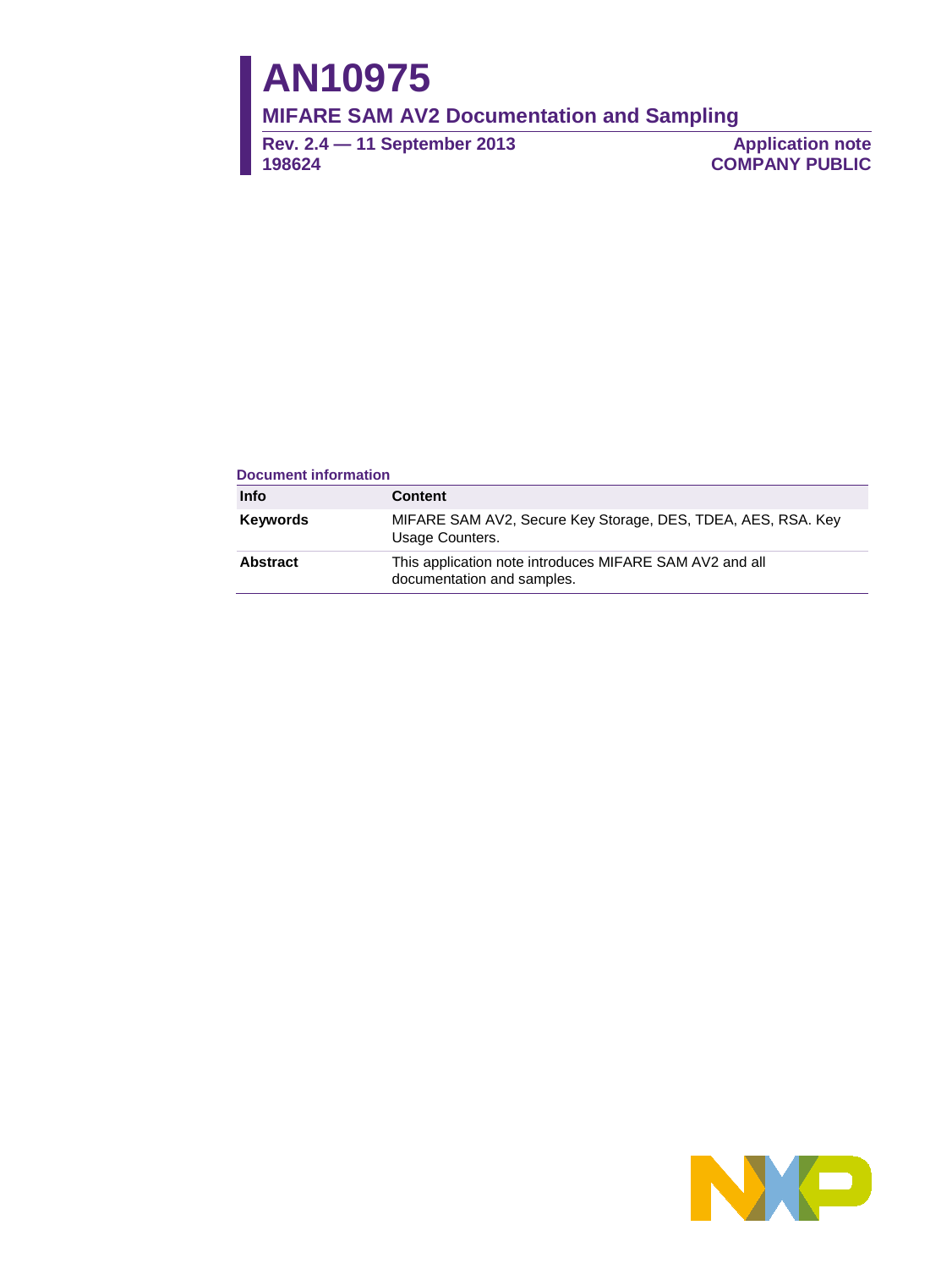# AN10975

## MIFARE SAM AV2 Documentation and Sampling

**Rev. 2.4 — 11 September 2013**
**198624**

**Application note**
**COMPANY PUBLIC**

**Document information**

| Info | Content |
|---|---|
| **Keywords** | MIFARE SAM AV2, Secure Key Storage, DES, TDEA, AES, RSA. Key Usage Counters. |
| **Abstract** | This application note introduces MIFARE SAM AV2 and all documentation and samples. |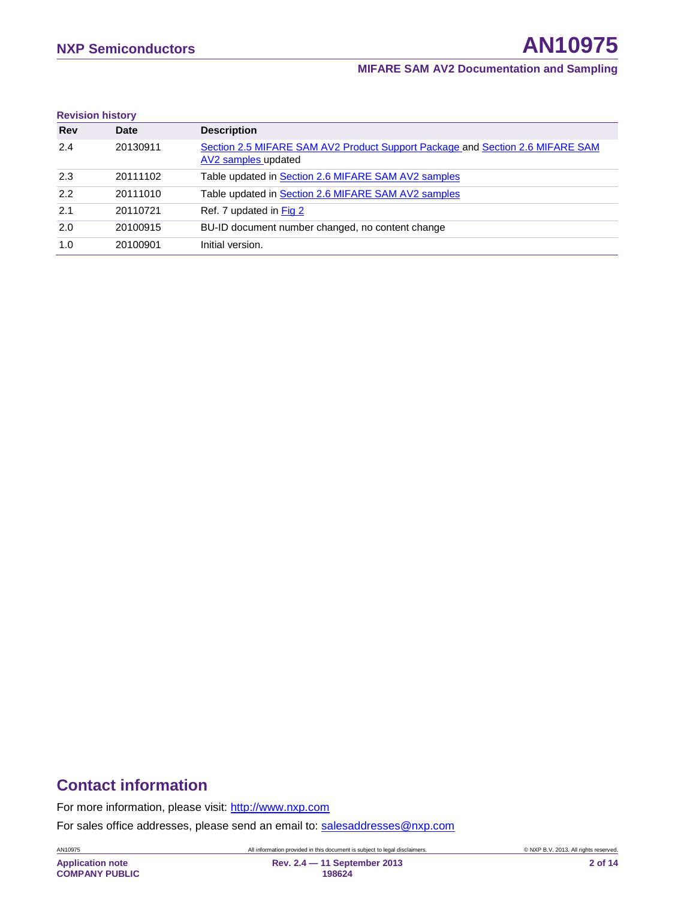**Revision history**

| Rev | Date | Description |
|---|---|---|
| 2.4 | 20130911 | Section 2.5 MIFARE SAM AV2 Product Support Package and Section 2.6 MIFARE SAM AV2 samples updated |
| 2.3 | 20111102 | Table updated in Section 2.6 MIFARE SAM AV2 samples |
| 2.2 | 20111010 | Table updated in Section 2.6 MIFARE SAM AV2 samples |
| 2.1 | 20110721 | Ref. 7 updated in Fig 2 |
| 2.0 | 20100915 | BU-ID document number changed, no content change |
| 1.0 | 20100901 | Initial version. |

## Contact information

For more information, please visit: http://www.nxp.com

For sales office addresses, please send an email to: salesaddresses@nxp.com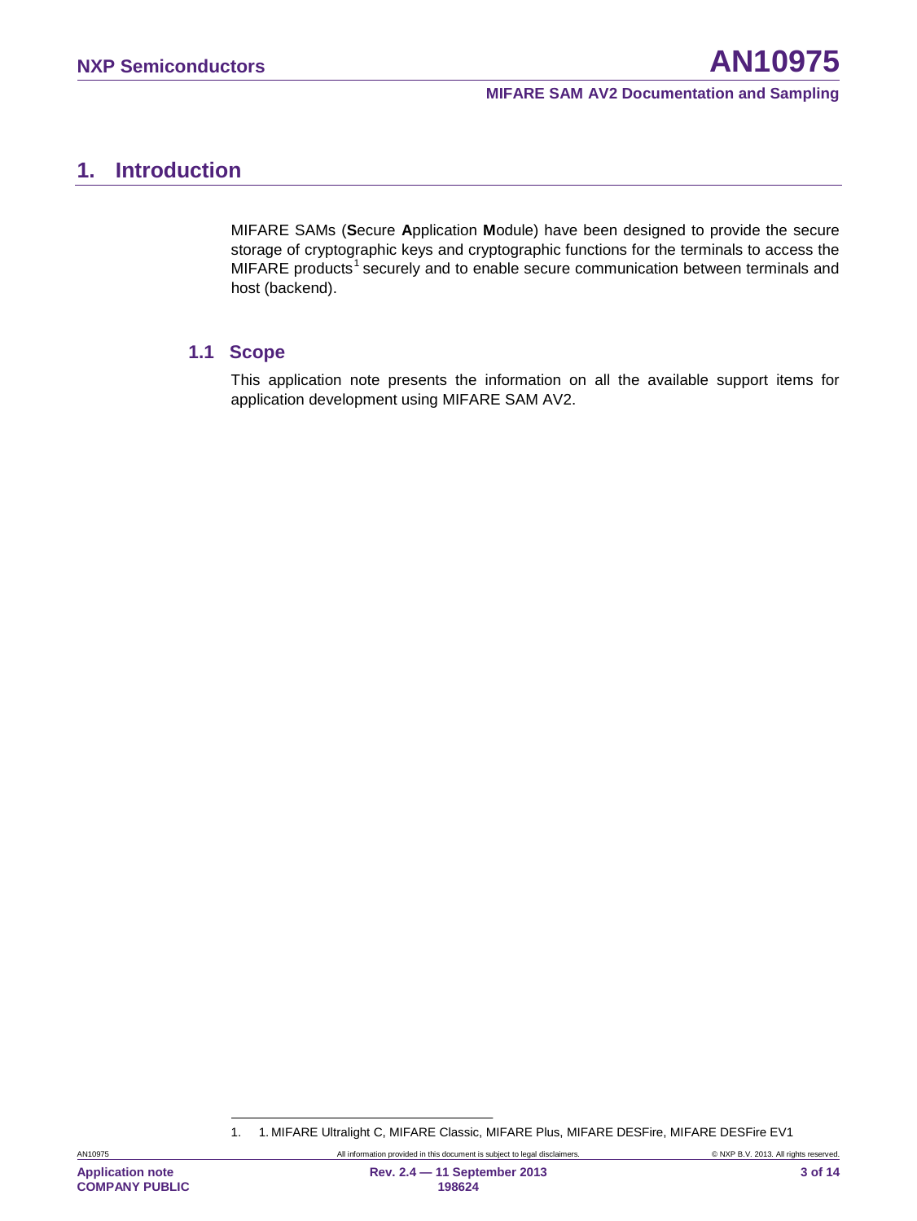# 1. Introduction

MIFARE SAMs (**S**ecure **A**pplication **M**odule) have been designed to provide the secure storage of cryptographic keys and cryptographic functions for the terminals to access the MIFARE products[1] securely and to enable secure communication between terminals and host (backend).

## 1.1 Scope

This application note presents the information on all the available support items for application development using MIFARE SAM AV2.

1. 1. MIFARE Ultralight C, MIFARE Classic, MIFARE Plus, MIFARE DESFire, MIFARE DESFire EV1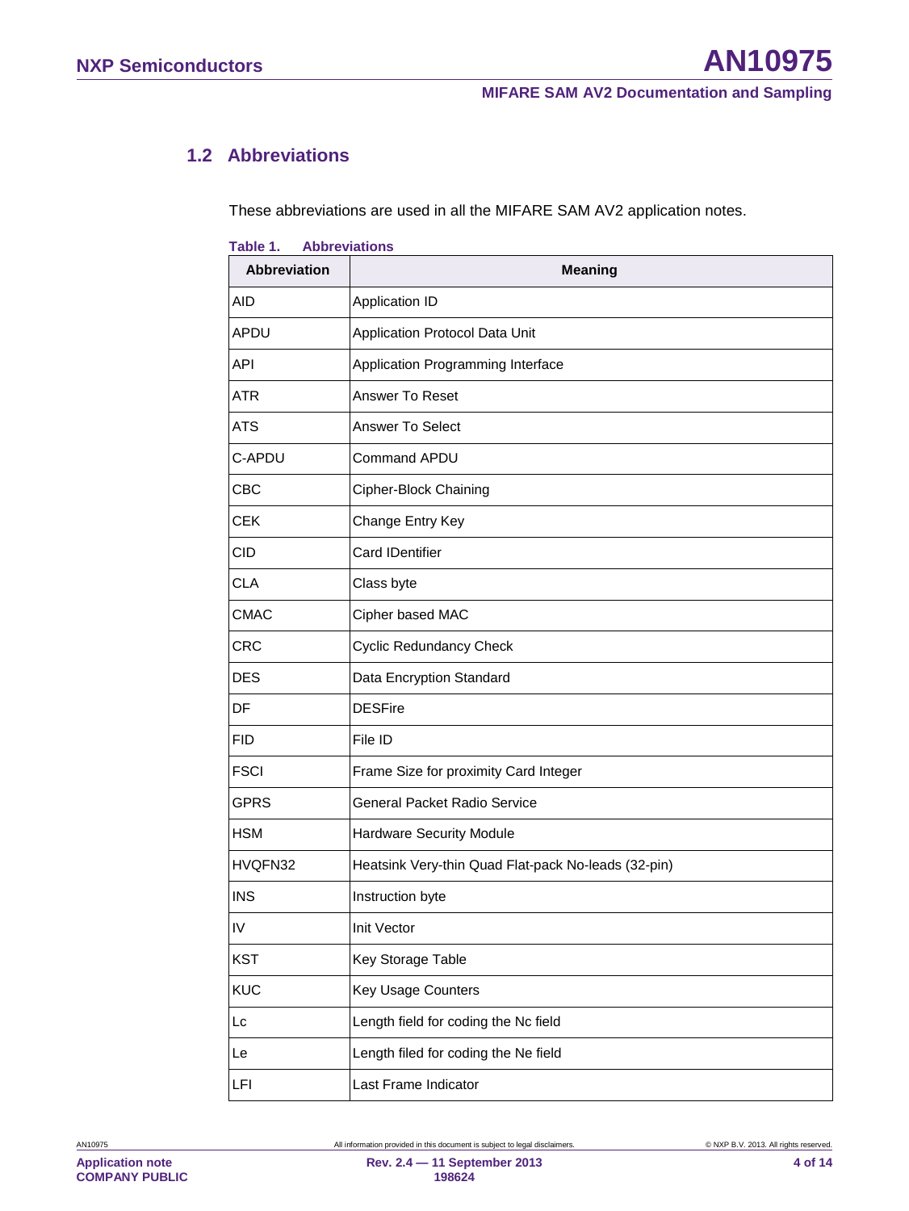## 1.2 Abbreviations

These abbreviations are used in all the MIFARE SAM AV2 application notes.

**Table 1. Abbreviations**

| Abbreviation | Meaning |
|---|---|
| AID | Application ID |
| APDU | Application Protocol Data Unit |
| API | Application Programming Interface |
| ATR | Answer To Reset |
| ATS | Answer To Select |
| C-APDU | Command APDU |
| CBC | Cipher-Block Chaining |
| CEK | Change Entry Key |
| CID | Card IDentifier |
| CLA | Class byte |
| CMAC | Cipher based MAC |
| CRC | Cyclic Redundancy Check |
| DES | Data Encryption Standard |
| DF | DESFire |
| FID | File ID |
| FSCI | Frame Size for proximity Card Integer |
| GPRS | General Packet Radio Service |
| HSM | Hardware Security Module |
| HVQFN32 | Heatsink Very-thin Quad Flat-pack No-leads (32-pin) |
| INS | Instruction byte |
| IV | Init Vector |
| KST | Key Storage Table |
| KUC | Key Usage Counters |
| Lc | Length field for coding the Nc field |
| Le | Length filed for coding the Ne field |
| LFI | Last Frame Indicator |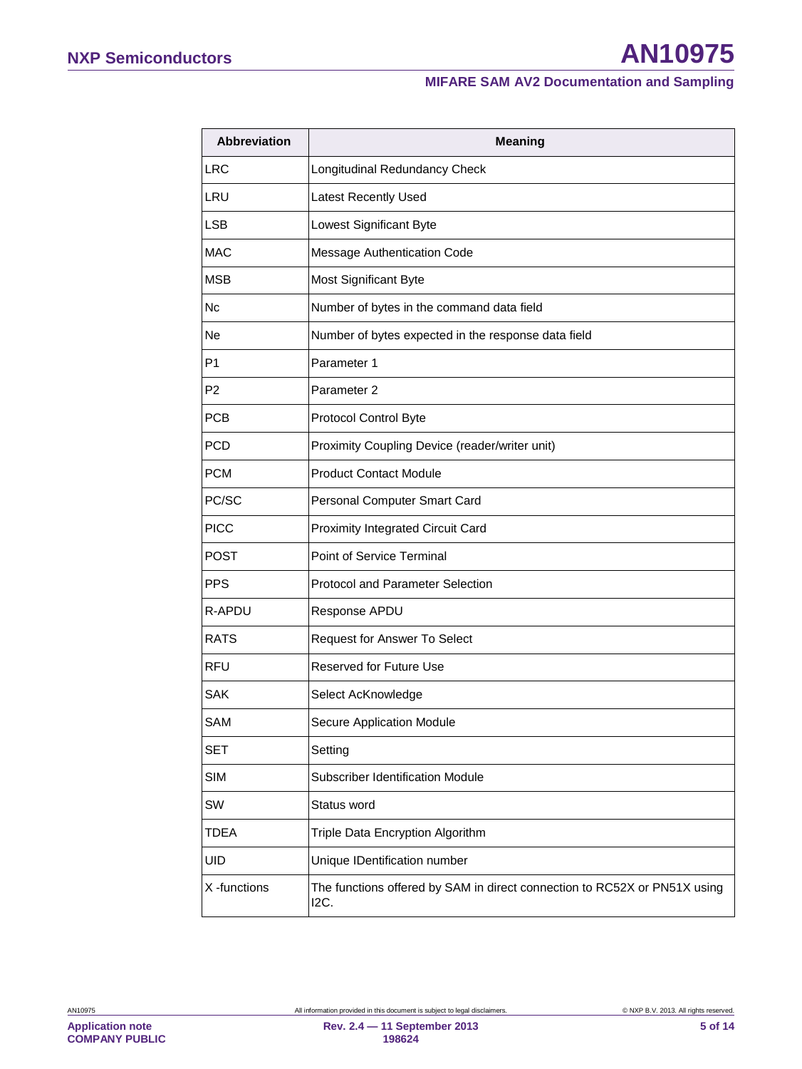| Abbreviation | Meaning |
|---|---|
| LRC | Longitudinal Redundancy Check |
| LRU | Latest Recently Used |
| LSB | Lowest Significant Byte |
| MAC | Message Authentication Code |
| MSB | Most Significant Byte |
| Nc | Number of bytes in the command data field |
| Ne | Number of bytes expected in the response data field |
| P1 | Parameter 1 |
| P2 | Parameter 2 |
| PCB | Protocol Control Byte |
| PCD | Proximity Coupling Device (reader/writer unit) |
| PCM | Product Contact Module |
| PC/SC | Personal Computer Smart Card |
| PICC | Proximity Integrated Circuit Card |
| POST | Point of Service Terminal |
| PPS | Protocol and Parameter Selection |
| R-APDU | Response APDU |
| RATS | Request for Answer To Select |
| RFU | Reserved for Future Use |
| SAK | Select AcKnowledge |
| SAM | Secure Application Module |
| SET | Setting |
| SIM | Subscriber Identification Module |
| SW | Status word |
| TDEA | Triple Data Encryption Algorithm |
| UID | Unique IDentification number |
| X -functions | The functions offered by SAM in direct connection to RC52X or PN51X using I2C. |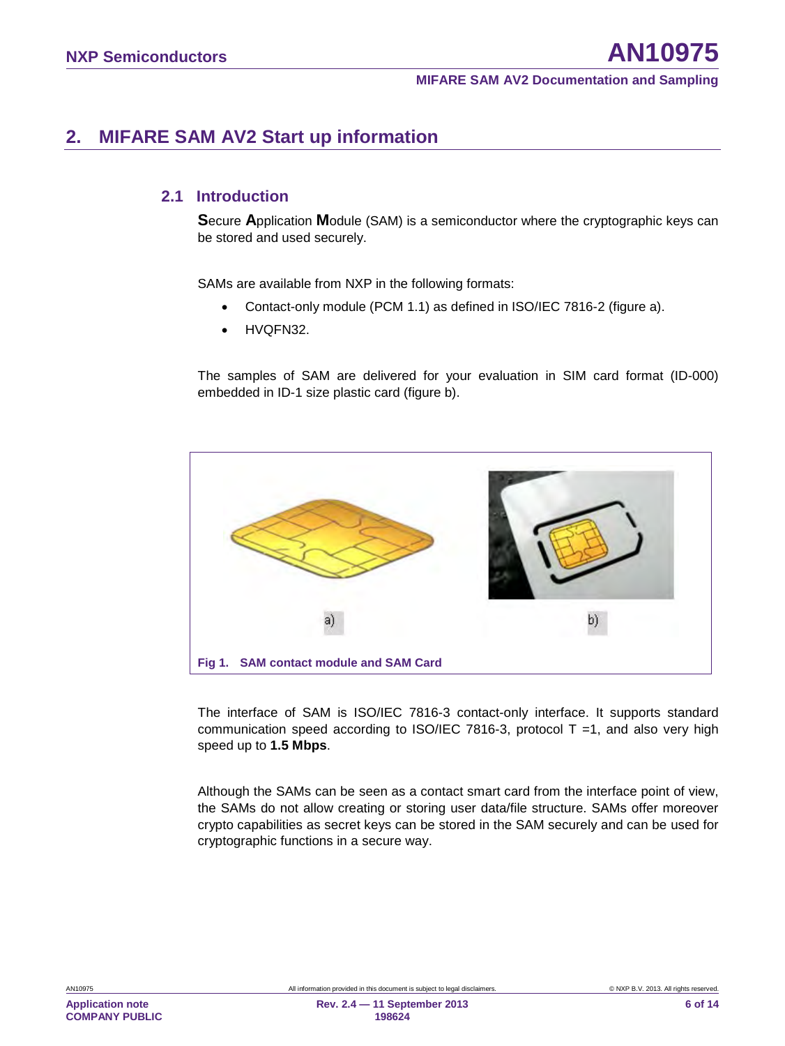# 2. MIFARE SAM AV2 Start up information

## 2.1 Introduction

**S**ecure **A**pplication **M**odule (SAM) is a semiconductor where the cryptographic keys can be stored and used securely.

SAMs are available from NXP in the following formats:

- Contact-only module (PCM 1.1) as defined in ISO/IEC 7816-2 (figure a).
- HVQFN32.

The samples of SAM are delivered for your evaluation in SIM card format (ID-000) embedded in ID-1 size plastic card (figure b).

a) b)

**Fig 1. SAM contact module and SAM Card**

The interface of SAM is ISO/IEC 7816-3 contact-only interface. It supports standard communication speed according to ISO/IEC 7816-3, protocol T =1, and also very high speed up to **1.5 Mbps**.

Although the SAMs can be seen as a contact smart card from the interface point of view, the SAMs do not allow creating or storing user data/file structure. SAMs offer moreover crypto capabilities as secret keys can be stored in the SAM securely and can be used for cryptographic functions in a secure way.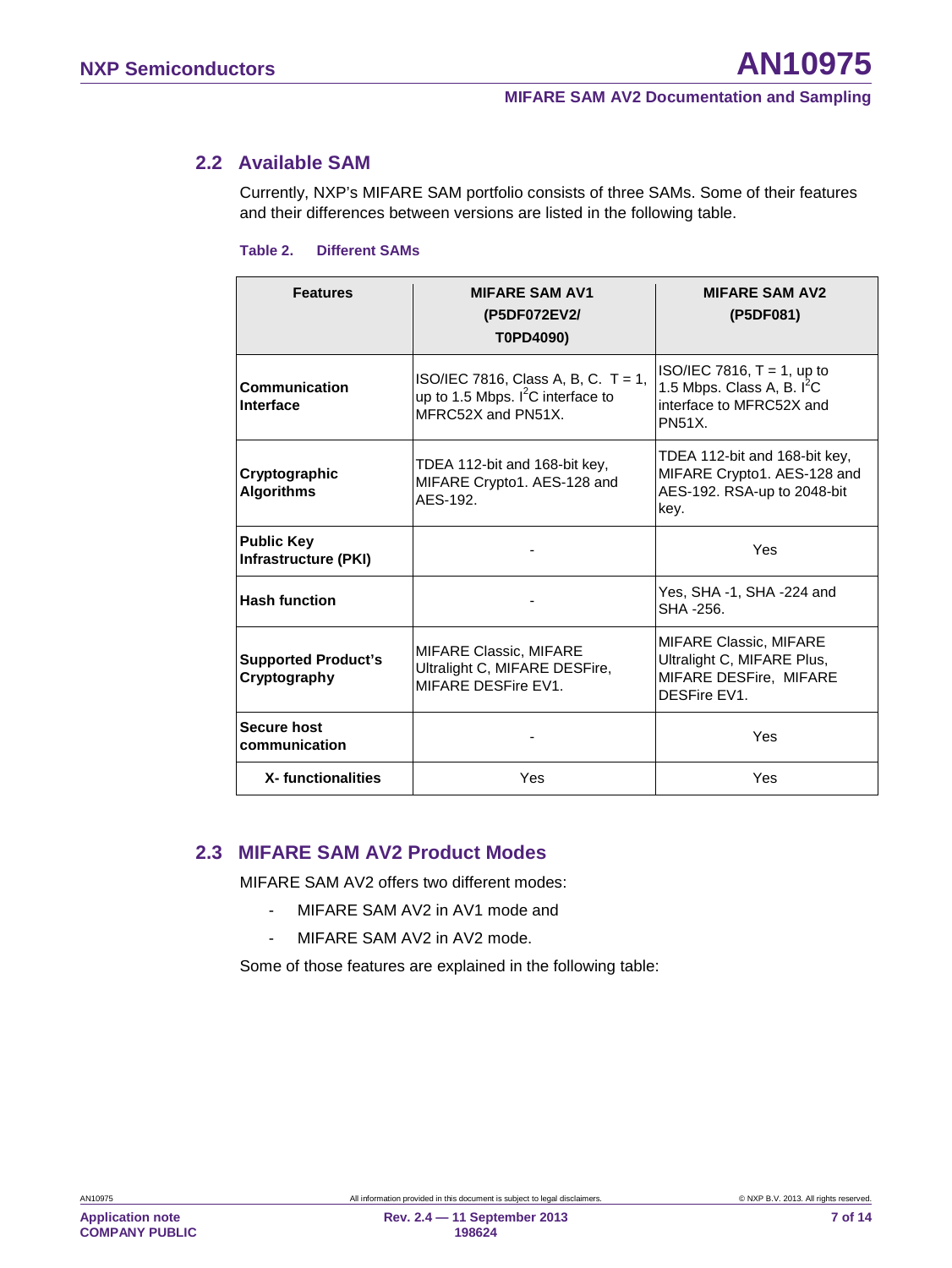## 2.2 Available SAM

Currently, NXP's MIFARE SAM portfolio consists of three SAMs. Some of their features and their differences between versions are listed in the following table.

**Table 2. Different SAMs**

| Features | MIFARE SAM AV1 (P5DF072EV2/ T0PD4090) | MIFARE SAM AV2 (P5DF081) |
|---|---|---|
| **Communication Interface** | ISO/IEC 7816, Class A, B, C. T = 1, up to 1.5 Mbps. $I^2C$ interface to MFRC52X and PN51X. | ISO/IEC 7816, T = 1, up to 1.5 Mbps. Class A, B. $I^2C$ interface to MFRC52X and PN51X. |
| **Cryptographic Algorithms** | TDEA 112-bit and 168-bit key, MIFARE Crypto1. AES-128 and AES-192. | TDEA 112-bit and 168-bit key, MIFARE Crypto1. AES-128 and AES-192. RSA-up to 2048-bit key. |
| **Public Key Infrastructure (PKI)** | - | Yes |
| **Hash function** | - | Yes, SHA -1, SHA -224 and SHA -256. |
| **Supported Product's Cryptography** | MIFARE Classic, MIFARE Ultralight C, MIFARE DESFire, MIFARE DESFire EV1. | MIFARE Classic, MIFARE Ultralight C, MIFARE Plus, MIFARE DESFire, MIFARE DESFire EV1. |
| **Secure host communication** | - | Yes |
| **X- functionalities** | Yes | Yes |

## 2.3 MIFARE SAM AV2 Product Modes

MIFARE SAM AV2 offers two different modes:

- MIFARE SAM AV2 in AV1 mode and
- MIFARE SAM AV2 in AV2 mode.

Some of those features are explained in the following table: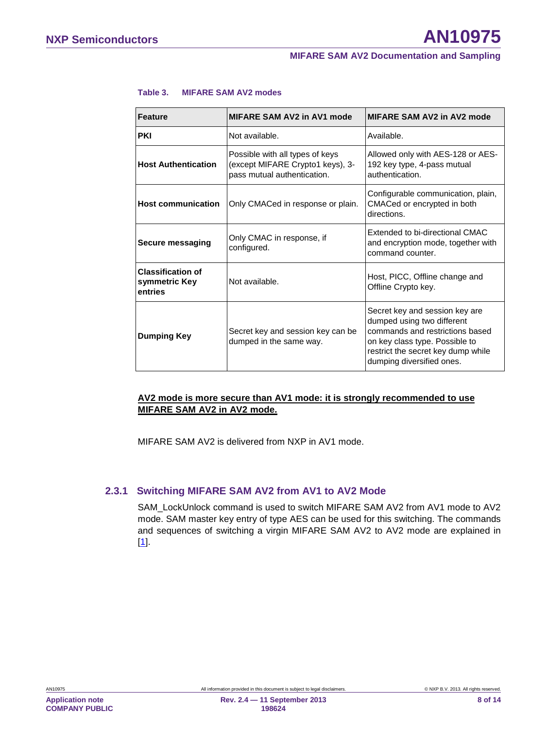**Table 3. MIFARE SAM AV2 modes**

| Feature | MIFARE SAM AV2 in AV1 mode | MIFARE SAM AV2 in AV2 mode |
|---|---|---|
| **PKI** | Not available. | Available. |
| **Host Authentication** | Possible with all types of keys (except MIFARE Crypto1 keys), 3-pass mutual authentication. | Allowed only with AES-128 or AES-192 key type, 4-pass mutual authentication. |
| **Host communication** | Only CMACed in response or plain. | Configurable communication, plain, CMACed or encrypted in both directions. |
| **Secure messaging** | Only CMAC in response, if configured. | Extended to bi-directional CMAC and encryption mode, together with command counter. |
| **Classification of symmetric Key entries** | Not available. | Host, PICC, Offline change and Offline Crypto key. |
| **Dumping Key** | Secret key and session key can be dumped in the same way. | Secret key and session key are dumped using two different commands and restrictions based on key class type. Possible to restrict the secret key dump while dumping diversified ones. |

**AV2 mode is more secure than AV1 mode: it is strongly recommended to use MIFARE SAM AV2 in AV2 mode.**

MIFARE SAM AV2 is delivered from NXP in AV1 mode.

### 2.3.1 Switching MIFARE SAM AV2 from AV1 to AV2 Mode

SAM_LockUnlock command is used to switch MIFARE SAM AV2 from AV1 mode to AV2 mode. SAM master key entry of type AES can be used for this switching. The commands and sequences of switching a virgin MIFARE SAM AV2 to AV2 mode are explained in [1].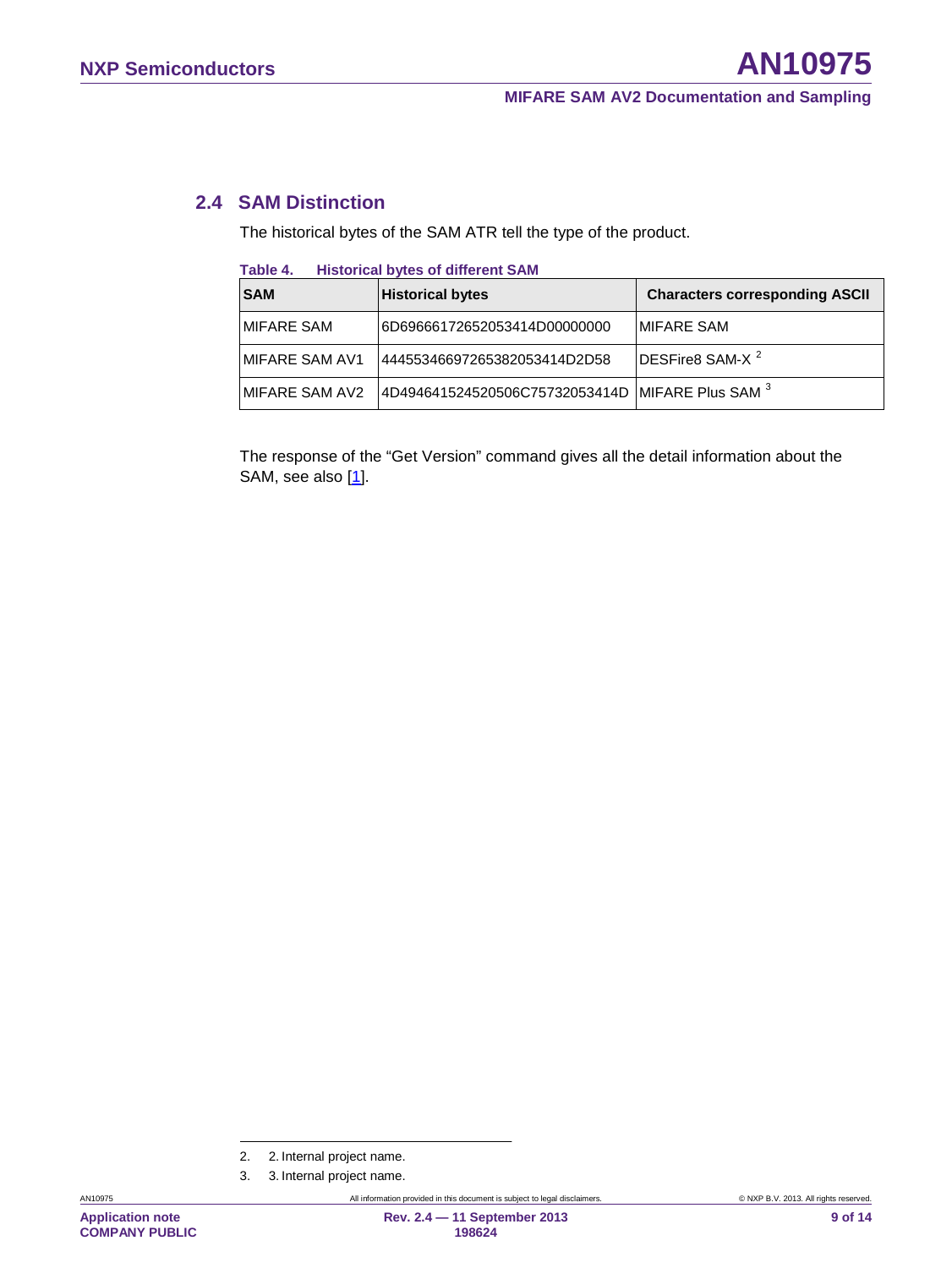## 2.4 SAM Distinction

The historical bytes of the SAM ATR tell the type of the product.

**Table 4. Historical bytes of different SAM**

| SAM | Historical bytes | Characters corresponding ASCII |
|---|---|---|
| MIFARE SAM | 6D69666172652053414D00000000 | MIFARE SAM |
| MIFARE SAM AV1 | 4445534669726538205341 4D2D58 | DESFire8 SAM-X [2] |
| MIFARE SAM AV2 | 4D494641524520506C75732053414D | MIFARE Plus SAM [3] |

The response of the “Get Version” command gives all the detail information about the SAM, see also [1].

2. 2. Internal project name.

3. 3. Internal project name.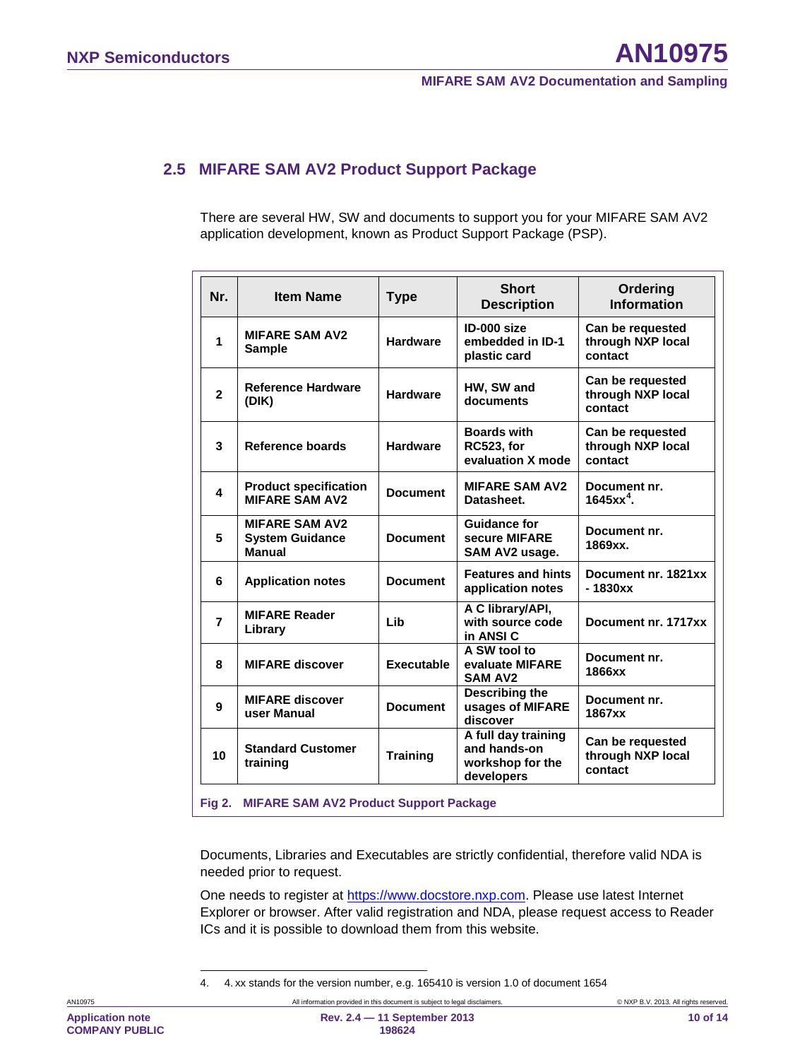## 2.5 MIFARE SAM AV2 Product Support Package

There are several HW, SW and documents to support you for your MIFARE SAM AV2 application development, known as Product Support Package (PSP).

| Nr. | Item Name | Type | Short Description | Ordering Information |
|---|---|---|---|---|
| 1 | MIFARE SAM AV2 Sample | Hardware | ID-000 size embedded in ID-1 plastic card | Can be requested through NXP local contact |
| 2 | Reference Hardware (DIK) | Hardware | HW, SW and documents | Can be requested through NXP local contact |
| 3 | Reference boards | Hardware | Boards with RC523, for evaluation X mode | Can be requested through NXP local contact |
| 4 | Product specification MIFARE SAM AV2 | Document | MIFARE SAM AV2 Datasheet. | Document nr. 1645xx[4]. |
| 5 | MIFARE SAM AV2 System Guidance Manual | Document | Guidance for secure MIFARE SAM AV2 usage. | Document nr. 1869xx. |
| 6 | Application notes | Document | Features and hints application notes | Document nr. 1821xx - 1830xx |
| 7 | MIFARE Reader Library | Lib | A C library/API, with source code in ANSI C | Document nr. 1717xx |
| 8 | MIFARE discover | Executable | A SW tool to evaluate MIFARE SAM AV2 | Document nr. 1866xx |
| 9 | MIFARE discover user Manual | Document | Describing the usages of MIFARE discover | Document nr. 1867xx |
| 10 | Standard Customer training | Training | A full day training and hands-on workshop for the developers | Can be requested through NXP local contact |

Fig 2. MIFARE SAM AV2 Product Support Package

Documents, Libraries and Executables are strictly confidential, therefore valid NDA is needed prior to request.

One needs to register at https://www.docstore.nxp.com. Please use latest Internet Explorer or browser. After valid registration and NDA, please request access to Reader ICs and it is possible to download them from this website.

4. 4. xx stands for the version number, e.g. 165410 is version 1.0 of document 1654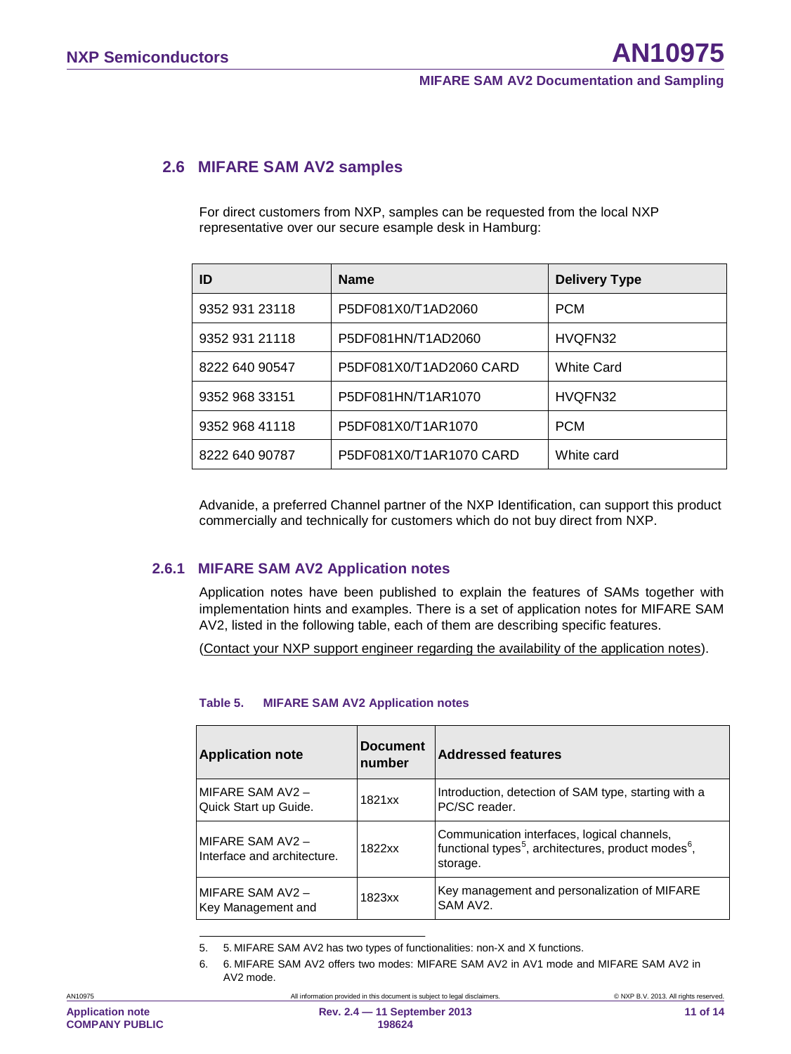## 2.6 MIFARE SAM AV2 samples

For direct customers from NXP, samples can be requested from the local NXP representative over our secure esample desk in Hamburg:

| ID | Name | Delivery Type |
|---|---|---|
| 9352 931 23118 | P5DF081X0/T1AD2060 | PCM |
| 9352 931 21118 | P5DF081HN/T1AD2060 | HVQFN32 |
| 8222 640 90547 | P5DF081X0/T1AD2060 CARD | White Card |
| 9352 968 33151 | P5DF081HN/T1AR1070 | HVQFN32 |
| 9352 968 41118 | P5DF081X0/T1AR1070 | PCM |
| 8222 640 90787 | P5DF081X0/T1AR1070 CARD | White card |

Advanide, a preferred Channel partner of the NXP Identification, can support this product commercially and technically for customers which do not buy direct from NXP.

### 2.6.1 MIFARE SAM AV2 Application notes

Application notes have been published to explain the features of SAMs together with implementation hints and examples. There is a set of application notes for MIFARE SAM AV2, listed in the following table, each of them are describing specific features.

(Contact your NXP support engineer regarding the availability of the application notes).

**Table 5. MIFARE SAM AV2 Application notes**

| Application note | Document number | Addressed features |
|---|---|---|
| MIFARE SAM AV2 – Quick Start up Guide. | 1821xx | Introduction, detection of SAM type, starting with a PC/SC reader. |
| MIFARE SAM AV2 – Interface and architecture. | 1822xx | Communication interfaces, logical channels, functional types[5], architectures, product modes[6], storage. |
| MIFARE SAM AV2 – Key Management and | 1823xx | Key management and personalization of MIFARE SAM AV2. |

5. 5. MIFARE SAM AV2 has two types of functionalities: non-X and X functions.

6. 6. MIFARE SAM AV2 offers two modes: MIFARE SAM AV2 in AV1 mode and MIFARE SAM AV2 in AV2 mode.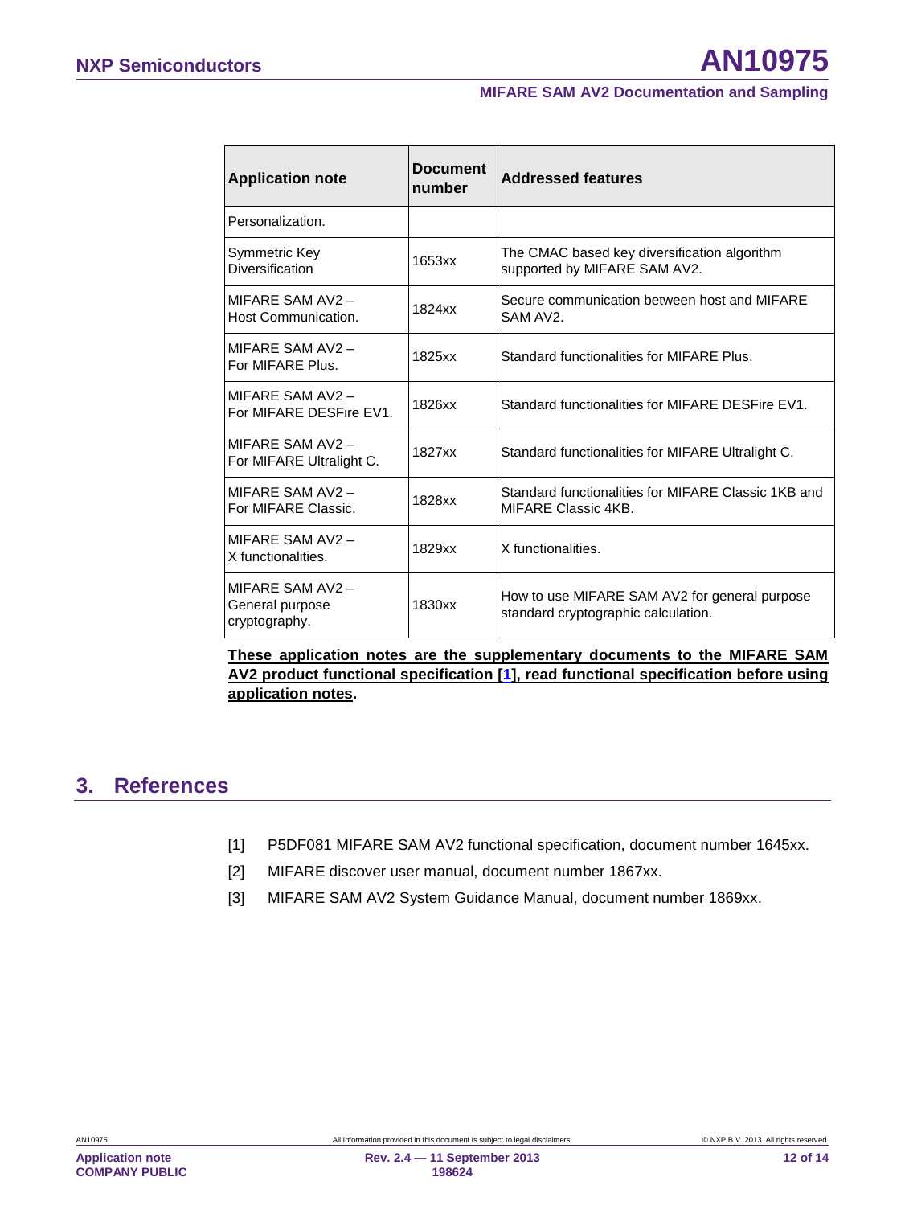| Application note | Document number | Addressed features |
|---|---|---|
| Personalization. | | |
| Symmetric Key Diversification | 1653xx | The CMAC based key diversification algorithm supported by MIFARE SAM AV2. |
| MIFARE SAM AV2 – Host Communication. | 1824xx | Secure communication between host and MIFARE SAM AV2. |
| MIFARE SAM AV2 – For MIFARE Plus. | 1825xx | Standard functionalities for MIFARE Plus. |
| MIFARE SAM AV2 – For MIFARE DESFire EV1. | 1826xx | Standard functionalities for MIFARE DESFire EV1. |
| MIFARE SAM AV2 – For MIFARE Ultralight C. | 1827xx | Standard functionalities for MIFARE Ultralight C. |
| MIFARE SAM AV2 – For MIFARE Classic. | 1828xx | Standard functionalities for MIFARE Classic 1KB and MIFARE Classic 4KB. |
| MIFARE SAM AV2 – X functionalities. | 1829xx | X functionalities. |
| MIFARE SAM AV2 – General purpose cryptography. | 1830xx | How to use MIFARE SAM AV2 for general purpose standard cryptographic calculation. |

**These application notes are the supplementary documents to the MIFARE SAM AV2 product functional specification [1], read functional specification before using application notes.**

## 3. References

[1] P5DF081 MIFARE SAM AV2 functional specification, document number 1645xx.

[2] MIFARE discover user manual, document number 1867xx.

[3] MIFARE SAM AV2 System Guidance Manual, document number 1869xx.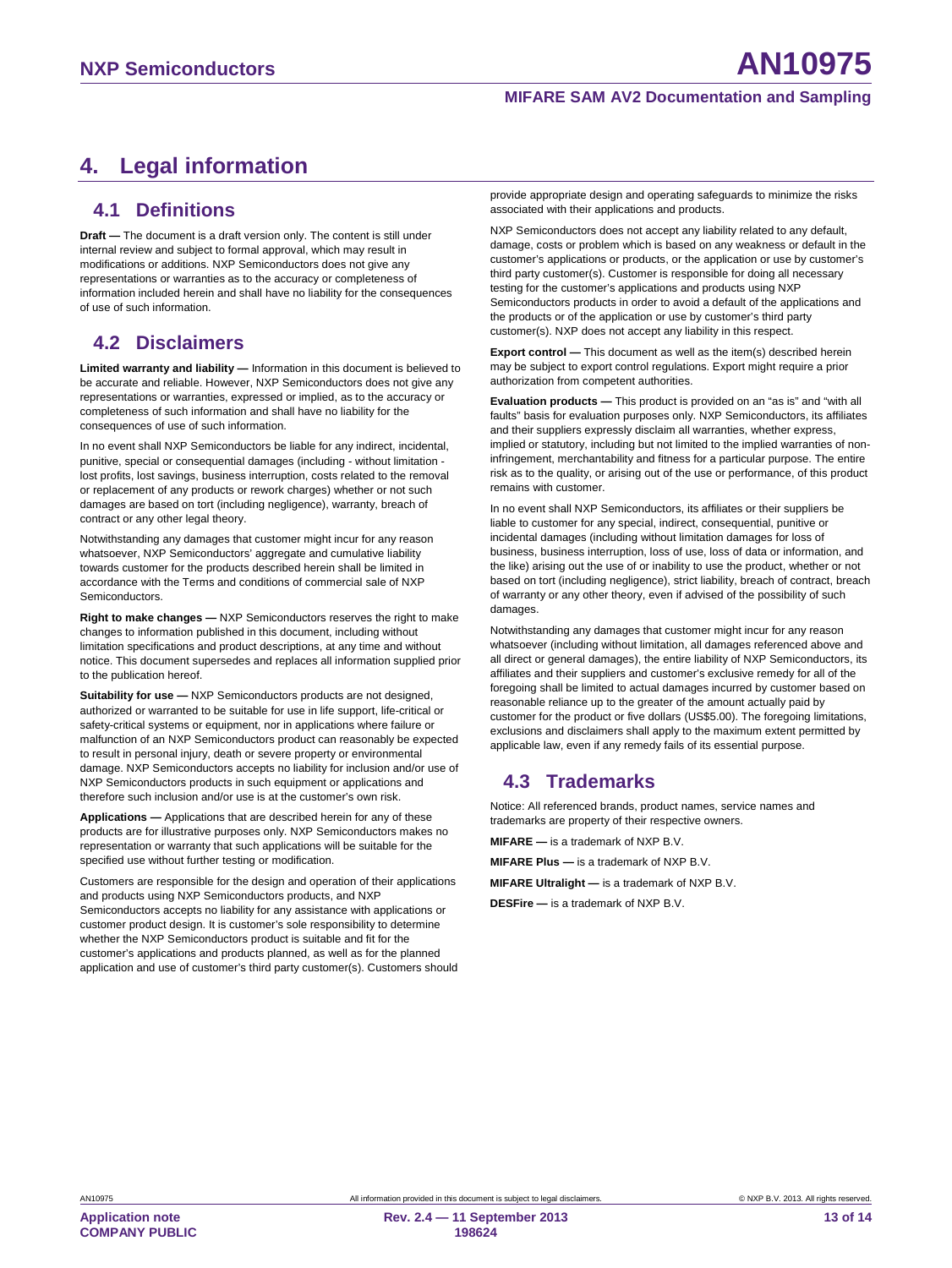# 4. Legal information

## 4.1 Definitions

**Draft —** The document is a draft version only. The content is still under internal review and subject to formal approval, which may result in modifications or additions. NXP Semiconductors does not give any representations or warranties as to the accuracy or completeness of information included herein and shall have no liability for the consequences of use of such information.

## 4.2 Disclaimers

**Limited warranty and liability —** Information in this document is believed to be accurate and reliable. However, NXP Semiconductors does not give any representations or warranties, expressed or implied, as to the accuracy or completeness of such information and shall have no liability for the consequences of use of such information.

In no event shall NXP Semiconductors be liable for any indirect, incidental, punitive, special or consequential damages (including - without limitation - lost profits, lost savings, business interruption, costs related to the removal or replacement of any products or rework charges) whether or not such damages are based on tort (including negligence), warranty, breach of contract or any other legal theory.

Notwithstanding any damages that customer might incur for any reason whatsoever, NXP Semiconductors' aggregate and cumulative liability towards customer for the products described herein shall be limited in accordance with the Terms and conditions of commercial sale of NXP Semiconductors.

**Right to make changes —** NXP Semiconductors reserves the right to make changes to information published in this document, including without limitation specifications and product descriptions, at any time and without notice. This document supersedes and replaces all information supplied prior to the publication hereof.

**Suitability for use —** NXP Semiconductors products are not designed, authorized or warranted to be suitable for use in life support, life-critical or safety-critical systems or equipment, nor in applications where failure or malfunction of an NXP Semiconductors product can reasonably be expected to result in personal injury, death or severe property or environmental damage. NXP Semiconductors accepts no liability for inclusion and/or use of NXP Semiconductors products in such equipment or applications and therefore such inclusion and/or use is at the customer's own risk.

**Applications —** Applications that are described herein for any of these products are for illustrative purposes only. NXP Semiconductors makes no representation or warranty that such applications will be suitable for the specified use without further testing or modification.

Customers are responsible for the design and operation of their applications and products using NXP Semiconductors products, and NXP Semiconductors accepts no liability for any assistance with applications or customer product design. It is customer's sole responsibility to determine whether the NXP Semiconductors product is suitable and fit for the customer's applications and products planned, as well as for the planned application and use of customer's third party customer(s). Customers should provide appropriate design and operating safeguards to minimize the risks associated with their applications and products.

NXP Semiconductors does not accept any liability related to any default, damage, costs or problem which is based on any weakness or default in the customer's applications or products, or the application or use by customer's third party customer(s). Customer is responsible for doing all necessary testing for the customer's applications and products using NXP Semiconductors products in order to avoid a default of the applications and the products or of the application or use by customer's third party customer(s). NXP does not accept any liability in this respect.

**Export control —** This document as well as the item(s) described herein may be subject to export control regulations. Export might require a prior authorization from competent authorities.

**Evaluation products —** This product is provided on an "as is" and "with all faults" basis for evaluation purposes only. NXP Semiconductors, its affiliates and their suppliers expressly disclaim all warranties, whether express, implied or statutory, including but not limited to the implied warranties of non-infringement, merchantability and fitness for a particular purpose. The entire risk as to the quality, or arising out of the use or performance, of this product remains with customer.

In no event shall NXP Semiconductors, its affiliates or their suppliers be liable to customer for any special, indirect, consequential, punitive or incidental damages (including without limitation damages for loss of business, business interruption, loss of use, loss of data or information, and the like) arising out the use of or inability to use the product, whether or not based on tort (including negligence), strict liability, breach of contract, breach of warranty or any other theory, even if advised of the possibility of such damages.

Notwithstanding any damages that customer might incur for any reason whatsoever (including without limitation, all damages referenced above and all direct or general damages), the entire liability of NXP Semiconductors, its affiliates and their suppliers and customer's exclusive remedy for all of the foregoing shall be limited to actual damages incurred by customer based on reasonable reliance up to the greater of the amount actually paid by customer for the product or five dollars (US$5.00). The foregoing limitations, exclusions and disclaimers shall apply to the maximum extent permitted by applicable law, even if any remedy fails of its essential purpose.

## 4.3 Trademarks

Notice: All referenced brands, product names, service names and trademarks are property of their respective owners.

**MIFARE —** is a trademark of NXP B.V.

**MIFARE Plus —** is a trademark of NXP B.V.

**MIFARE Ultralight —** is a trademark of NXP B.V.

**DESFire —** is a trademark of NXP B.V.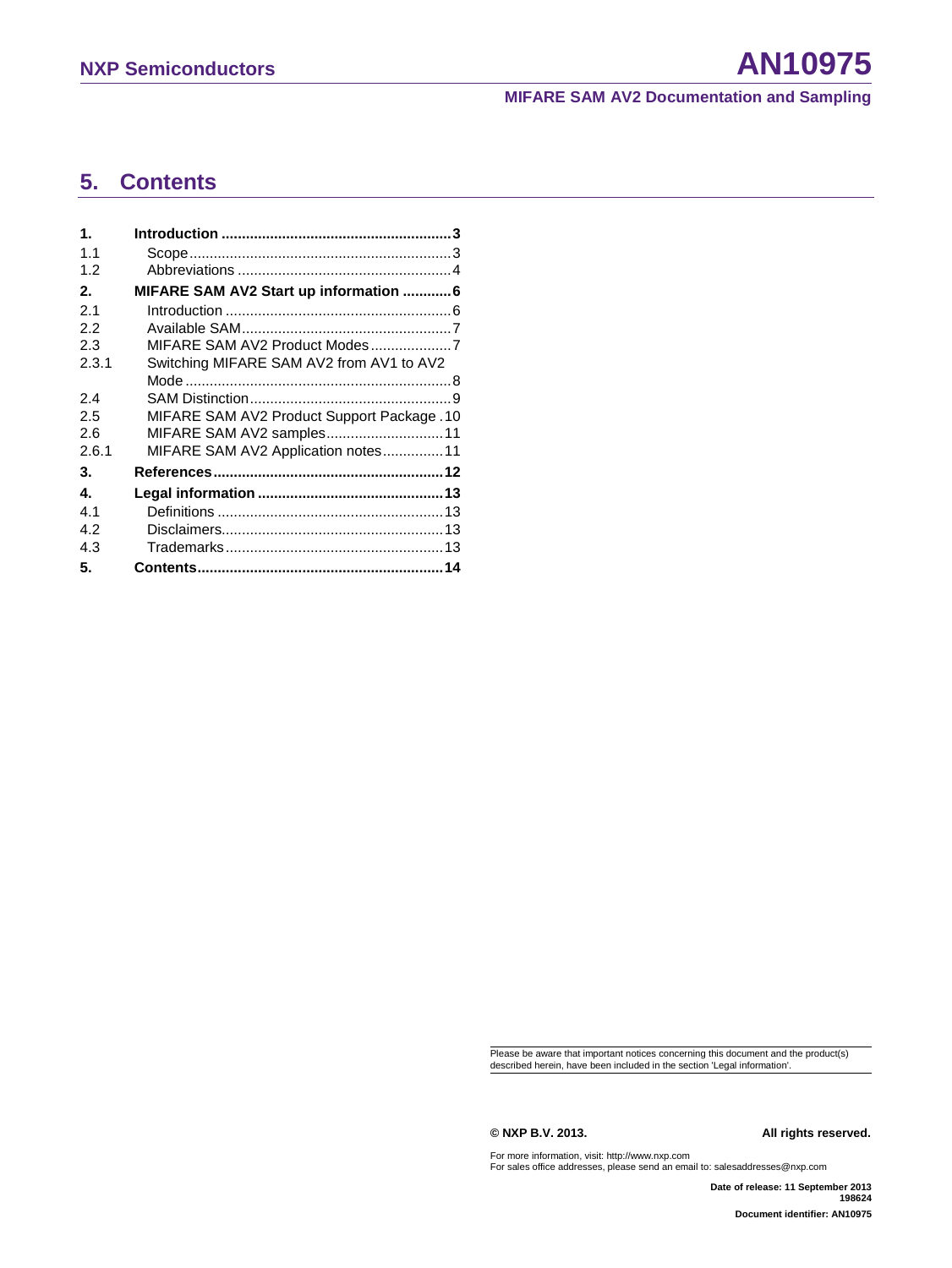## 5. Contents

| | | |
|---|---|---|
| **1.** | **Introduction** | **3** |
| 1.1 | Scope | 3 |
| 1.2 | Abbreviations | 4 |
| **2.** | **MIFARE SAM AV2 Start up information** | **6** |
| 2.1 | Introduction | 6 |
| 2.2 | Available SAM | 7 |
| 2.3 | MIFARE SAM AV2 Product Modes | 7 |
| 2.3.1 | Switching MIFARE SAM AV2 from AV1 to AV2 Mode | 8 |
| 2.4 | SAM Distinction | 9 |
| 2.5 | MIFARE SAM AV2 Product Support Package | 10 |
| 2.6 | MIFARE SAM AV2 samples | 11 |
| 2.6.1 | MIFARE SAM AV2 Application notes | 11 |
| **3.** | **References** | **12** |
| **4.** | **Legal information** | **13** |
| 4.1 | Definitions | 13 |
| 4.2 | Disclaimers | 13 |
| 4.3 | Trademarks | 13 |
| **5.** | **Contents** | **14** |

Please be aware that important notices concerning this document and the product(s) described herein, have been included in the section 'Legal information'.

**© NXP B.V. 2013. All rights reserved.**

For more information, visit: http://www.nxp.com
For sales office addresses, please send an email to: salesaddresses@nxp.com

**Date of release: 11 September 2013**
**198624**

**Document identifier: AN10975**